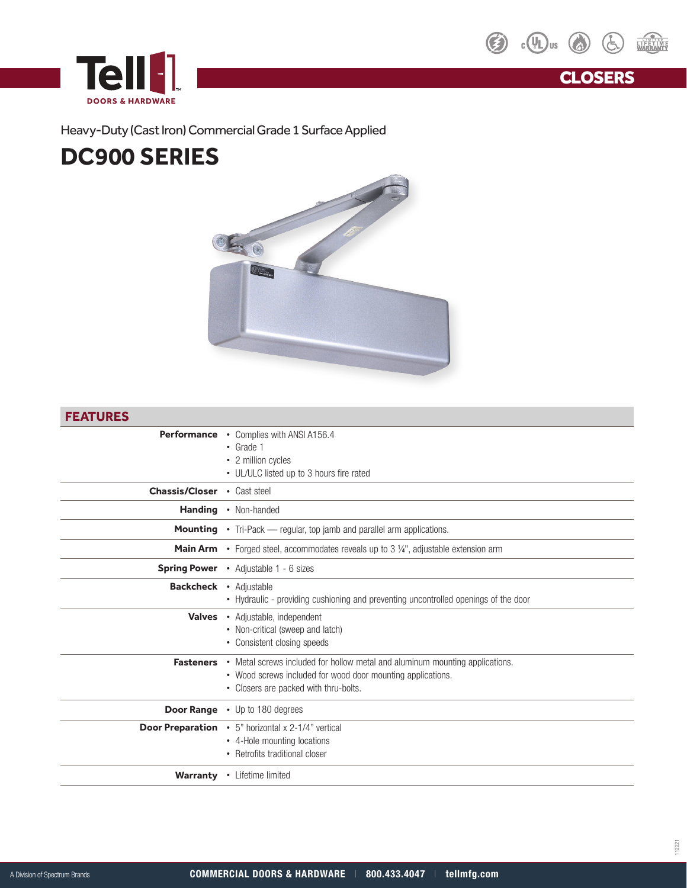Tell DOORS & HARDWARE

CLOSERS

Heavy-Duty (Cast Iron) Commercial Grade 1 Surface Applied

# DC900 SERIES

## FEATURES

| | |
|---|---|
| **Performance** | • Complies with ANSI A156.4<br>• Grade 1<br>• 2 million cycles<br>• UL/ULC listed up to 3 hours fire rated |
| **Chassis/Closer** | • Cast steel |
| **Handing** | • Non-handed |
| **Mounting** | • Tri-Pack — regular, top jamb and parallel arm applications. |
| **Main Arm** | • Forged steel, accommodates reveals up to 3 ¼", adjustable extension arm |
| **Spring Power** | • Adjustable 1 - 6 sizes |
| **Backcheck** | • Adjustable<br>• Hydraulic - providing cushioning and preventing uncontrolled openings of the door |
| **Valves** | • Adjustable, independent<br>• Non-critical (sweep and latch)<br>• Consistent closing speeds |
| **Fasteners** | • Metal screws included for hollow metal and aluminum mounting applications.<br>• Wood screws included for wood door mounting applications.<br>• Closers are packed with thru-bolts. |
| **Door Range** | • Up to 180 degrees |
| **Door Preparation** | • 5" horizontal x 2-1/4" vertical<br>• 4-Hole mounting locations<br>• Retrofits traditional closer |
| **Warranty** | • Lifetime limited |

112221

A Division of Spectrum Brands | COMMERCIAL DOORS & HARDWARE | 800.433.4047 | tellmfg.com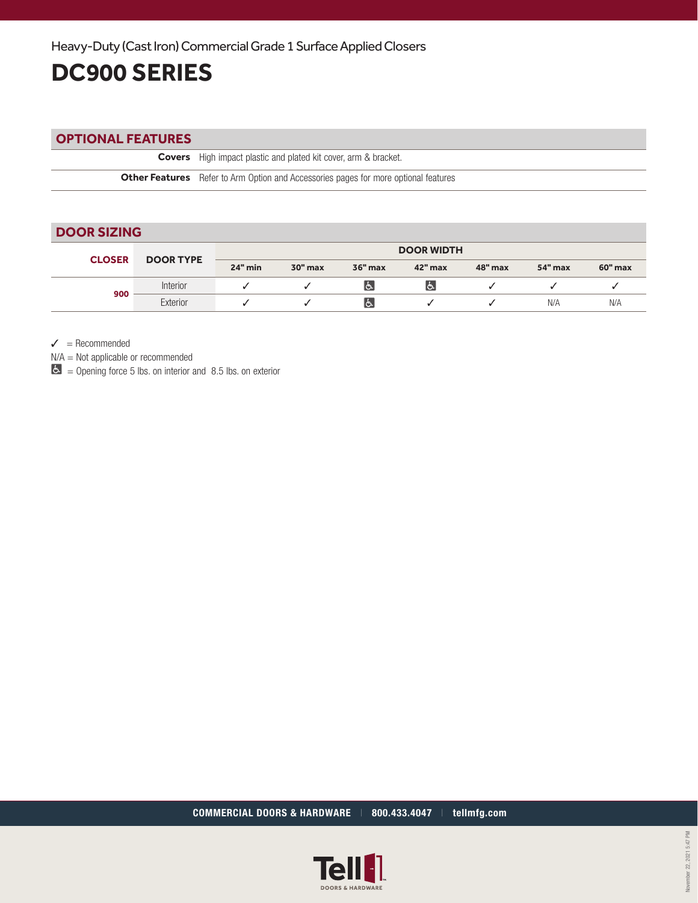Heavy-Duty (Cast Iron) Commercial Grade 1 Surface Applied Closers

# DC900 SERIES

## OPTIONAL FEATURES

| | |
|---|---|
| **Covers** | High impact plastic and plated kit cover, arm & bracket. |
| **Other Features** | Refer to Arm Option and Accessories pages for more optional features |

## DOOR SIZING

| CLOSER | DOOR TYPE | DOOR WIDTH | | | | | | |
|---|---|---|---|---|---|---|---|---|
| | | 24" min | 30" max | 36" max | 42" max | 48" max | 54" max | 60" max |
| 900 | Interior | ✓ | ✓ | ♿ | ♿ | ✓ | ✓ | ✓ |
| | Exterior | ✓ | ✓ | ♿ | ✓ | ✓ | N/A | N/A |

✓ = Recommended

N/A = Not applicable or recommended

♿ = Opening force 5 lbs. on interior and 8.5 lbs. on exterior

**COMMERCIAL DOORS & HARDWARE** | **800.433.4047** | **tellmfg.com**

Tell DOORS & HARDWARE